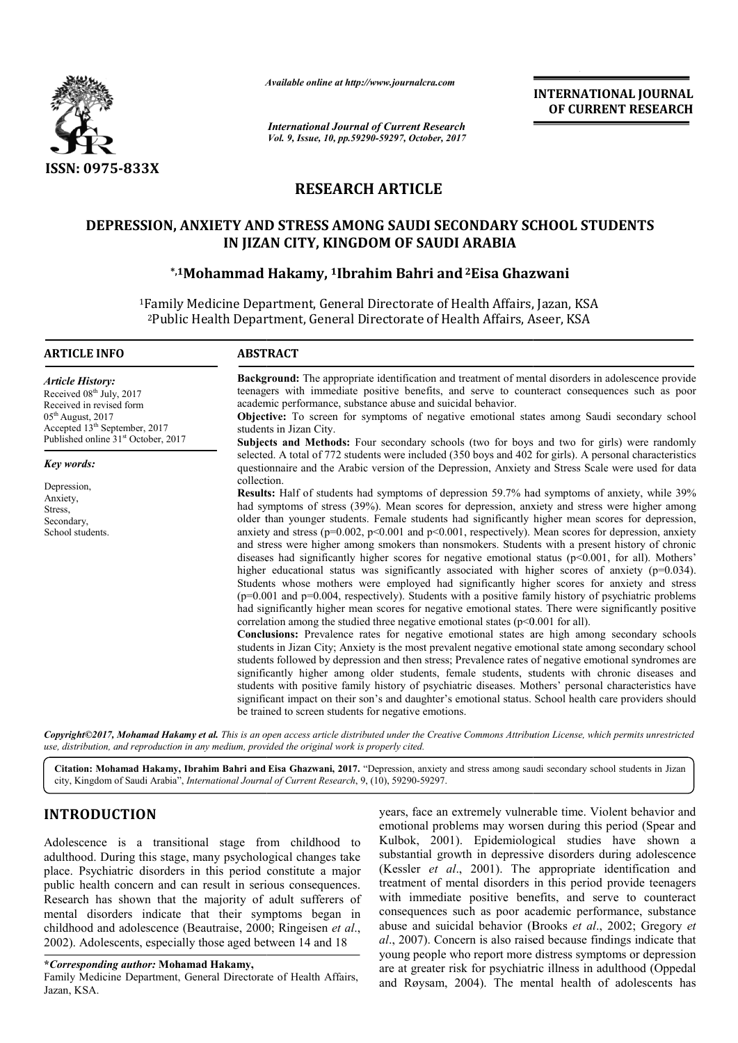ISSN: 0975-833X

*Available online at http://www.journalcra.com*

*International Journal of Current Research*
*Vol. 9, Issue, 10, pp.59290-59297, October, 2017*

**INTERNATIONAL JOURNAL OF CURRENT RESEARCH**

## RESEARCH ARTICLE

# DEPRESSION, ANXIETY AND STRESS AMONG SAUDI SECONDARY SCHOOL STUDENTS IN JIZAN CITY, KINGDOM OF SAUDI ARABIA

**[*,1]Mohammad Hakamy, [1]Ibrahim Bahri and [2]Eisa Ghazwani**

[1]Family Medicine Department, General Directorate of Health Affairs, Jazan, KSA
[2]Public Health Department, General Directorate of Health Affairs, Aseer, KSA

**ARTICLE INFO**

*Article History:*
Received 08[th] July, 2017
Received in revised form
05[th] August, 2017
Accepted 13[th] September, 2017
Published online 31[st] October, 2017

*Key words:*
Depression,
Anxiety,
Stress,
Secondary,
School students.

**ABSTRACT**

**Background:** The appropriate identification and treatment of mental disorders in adolescence provide teenagers with immediate positive benefits, and serve to counteract consequences such as poor academic performance, substance abuse and suicidal behavior.

**Objective:** To screen for symptoms of negative emotional states among Saudi secondary school students in Jizan City.

**Subjects and Methods:** Four secondary schools (two for boys and two for girls) were randomly selected. A total of 772 students were included (350 boys and 402 for girls). A personal characteristics questionnaire and the Arabic version of the Depression, Anxiety and Stress Scale were used for data collection.

**Results:** Half of students had symptoms of depression 59.7% had symptoms of anxiety, while 39% had symptoms of stress (39%). Mean scores for depression, anxiety and stress were higher among older than younger students. Female students had significantly higher mean scores for depression, anxiety and stress ($p=0.002$, $p<0.001$ and $p<0.001$, respectively). Mean scores for depression, anxiety and stress were higher among smokers than nonsmokers. Students with a present history of chronic diseases had significantly higher scores for negative emotional status ($p<0.001$, for all). Mothers' higher educational status was significantly associated with higher scores of anxiety ($p=0.034$). Students whose mothers were employed had significantly higher scores for anxiety and stress ($p=0.001$ and $p=0.004$, respectively). Students with a positive family history of psychiatric problems had significantly higher mean scores for negative emotional states. There were significantly positive correlation among the studied three negative emotional states ($p<0.001$ for all).

**Conclusions:** Prevalence rates for negative emotional states are high among secondary schools students in Jizan City; Anxiety is the most prevalent negative emotional state among secondary school students followed by depression and then stress; Prevalence rates of negative emotional syndromes are significantly higher among older students, female students, students with chronic diseases and students with positive family history of psychiatric diseases. Mothers' personal characteristics have significant impact on their son's and daughter's emotional status. School health care providers should be trained to screen students for negative emotions.

*Copyright©2017, Mohamad Hakamy et al. This is an open access article distributed under the Creative Commons Attribution License, which permits unrestricted use, distribution, and reproduction in any medium, provided the original work is properly cited.*

**Citation: Mohamad Hakamy, Ibrahim Bahri and Eisa Ghazwani, 2017.** "Depression, anxiety and stress among saudi secondary school students in Jizan city, Kingdom of Saudi Arabia", *International Journal of Current Research*, 9, (10), 59290-59297.

## INTRODUCTION

Adolescence is a transitional stage from childhood to adulthood. During this stage, many psychological changes take place. Psychiatric disorders in this period constitute a major public health concern and can result in serious consequences. Research has shown that the majority of adult sufferers of mental disorders indicate that their symptoms began in childhood and adolescence (Beautraise, 2000; Ringeisen *et al*., 2002). Adolescents, especially those aged between 14 and 18 years, face an extremely vulnerable time. Violent behavior and emotional problems may worsen during this period (Spear and Kulbok, 2001). Epidemiological studies have shown a substantial growth in depressive disorders during adolescence (Kessler *et al*., 2001). The appropriate identification and treatment of mental disorders in this period provide teenagers with immediate positive benefits, and serve to counteract consequences such as poor academic performance, substance abuse and suicidal behavior (Brooks *et al*., 2002; Gregory *et al*., 2007). Concern is also raised because findings indicate that young people who report more distress symptoms or depression are at greater risk for psychiatric illness in adulthood (Oppedal and Røysam, 2004). The mental health of adolescents has

**\*Corresponding author: Mohamad Hakamy,**
Family Medicine Department, General Directorate of Health Affairs, Jazan, KSA.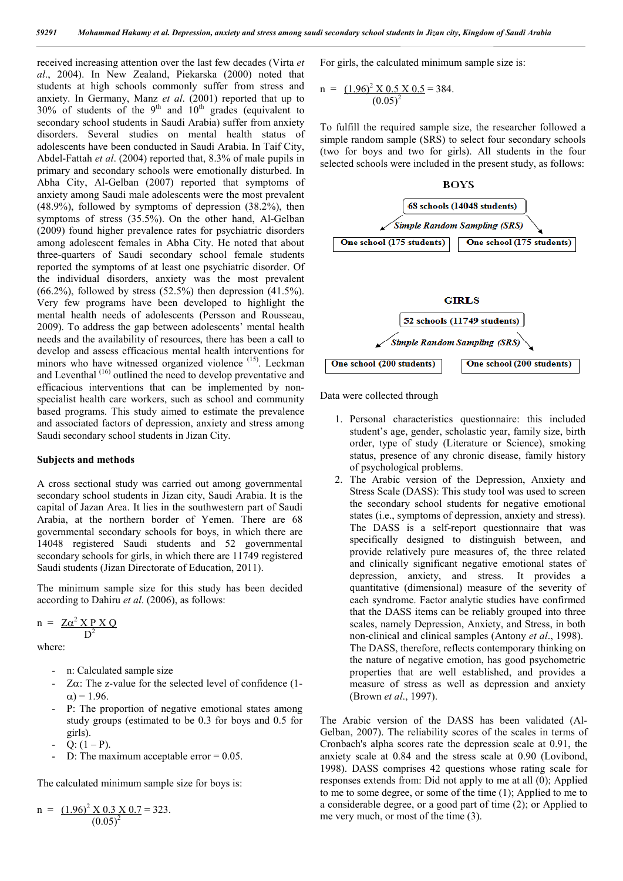received increasing attention over the last few decades (Virta *et al*., 2004). In New Zealand, Piekarska (2000) noted that students at high schools commonly suffer from stress and anxiety. In Germany, Manz *et al*. (2001) reported that up to 30% of students of the 9th and 10th grades (equivalent to secondary school students in Saudi Arabia) suffer from anxiety disorders. Several studies on mental health status of adolescents have been conducted in Saudi Arabia. In Taif City, Abdel-Fattah *et al*. (2004) reported that, 8.3% of male pupils in primary and secondary schools were emotionally disturbed. In Abha City, Al-Gelban (2007) reported that symptoms of anxiety among Saudi male adolescents were the most prevalent (48.9%), followed by symptoms of depression (38.2%), then symptoms of stress (35.5%). On the other hand, Al-Gelban (2009) found higher prevalence rates for psychiatric disorders among adolescent females in Abha City. He noted that about three-quarters of Saudi secondary school female students reported the symptoms of at least one psychiatric disorder. Of the individual disorders, anxiety was the most prevalent (66.2%), followed by stress (52.5%) then depression (41.5%). Very few programs have been developed to highlight the mental health needs of adolescents (Persson and Rousseau, 2009). To address the gap between adolescents' mental health needs and the availability of resources, there has been a call to develop and assess efficacious mental health interventions for minors who have witnessed organized violence [15]. Leckman and Leventhal [16] outlined the need to develop preventative and efficacious interventions that can be implemented by non-specialist health care workers, such as school and community based programs. This study aimed to estimate the prevalence and associated factors of depression, anxiety and stress among Saudi secondary school students in Jizan City.

## Subjects and methods

A cross sectional study was carried out among governmental secondary school students in Jizan city, Saudi Arabia. It is the capital of Jazan Area. It lies in the southwestern part of Saudi Arabia, at the northern border of Yemen. There are 68 governmental secondary schools for boys, in which there are 14048 registered Saudi students and 52 governmental secondary schools for girls, in which there are 11749 registered Saudi students (Jizan Directorate of Education, 2011).

The minimum sample size for this study has been decided according to Dahiru *et al*. (2006), as follows:

$$n = \frac{Z\alpha^2 \times P \times Q}{D^2}$$

where:

- n: Calculated sample size
- $Z\alpha$: The z-value for the selected level of confidence ($1-\alpha$) = 1.96.
- P: The proportion of negative emotional states among study groups (estimated to be 0.3 for boys and 0.5 for girls).
- Q: (1 – P).
- D: The maximum acceptable error = 0.05.

The calculated minimum sample size for boys is:

$$n = \frac{(1.96)^2 \times 0.3 \times 0.7}{(0.05)^2} = 323.$$

For girls, the calculated minimum sample size is:

$$n = \frac{(1.96)^2 \times 0.5 \times 0.5}{(0.05)^2} = 384.$$

To fulfill the required sample size, the researcher followed a simple random sample (SRS) to select four secondary schools (two for boys and two for girls). All students in the four selected schools were included in the present study, as follows:

**BOYS**

68 schools (14048 students)

*Simple Random Sampling (SRS)*

One school (175 students) | One school (175 students)

**GIRLS**

52 schools (11749 students)

*Simple Random Sampling (SRS)*

One school (200 students) | One school (200 students)

Data were collected through

1. Personal characteristics questionnaire: this included student's age, gender, scholastic year, family size, birth order, type of study (Literature or Science), smoking status, presence of any chronic disease, family history of psychological problems.
2. The Arabic version of the Depression, Anxiety and Stress Scale (DASS): This study tool was used to screen the secondary school students for negative emotional states (i.e., symptoms of depression, anxiety and stress). The DASS is a self-report questionnaire that was specifically designed to distinguish between, and provide relatively pure measures of, the three related and clinically significant negative emotional states of depression, anxiety, and stress. It provides a quantitative (dimensional) measure of the severity of each syndrome. Factor analytic studies have confirmed that the DASS items can be reliably grouped into three scales, namely Depression, Anxiety, and Stress, in both non-clinical and clinical samples (Antony *et al*., 1998). The DASS, therefore, reflects contemporary thinking on the nature of negative emotion, has good psychometric properties that are well established, and provides a measure of stress as well as depression and anxiety (Brown *et al*., 1997).

The Arabic version of the DASS has been validated (Al-Gelban, 2007). The reliability scores of the scales in terms of Cronbach's alpha scores rate the depression scale at 0.91, the anxiety scale at 0.84 and the stress scale at 0.90 (Lovibond, 1998). DASS comprises 42 questions whose rating scale for responses extends from: Did not apply to me at all (0); Applied to me to some degree, or some of the time (1); Applied to me to a considerable degree, or a good part of time (2); or Applied to me very much, or most of the time (3).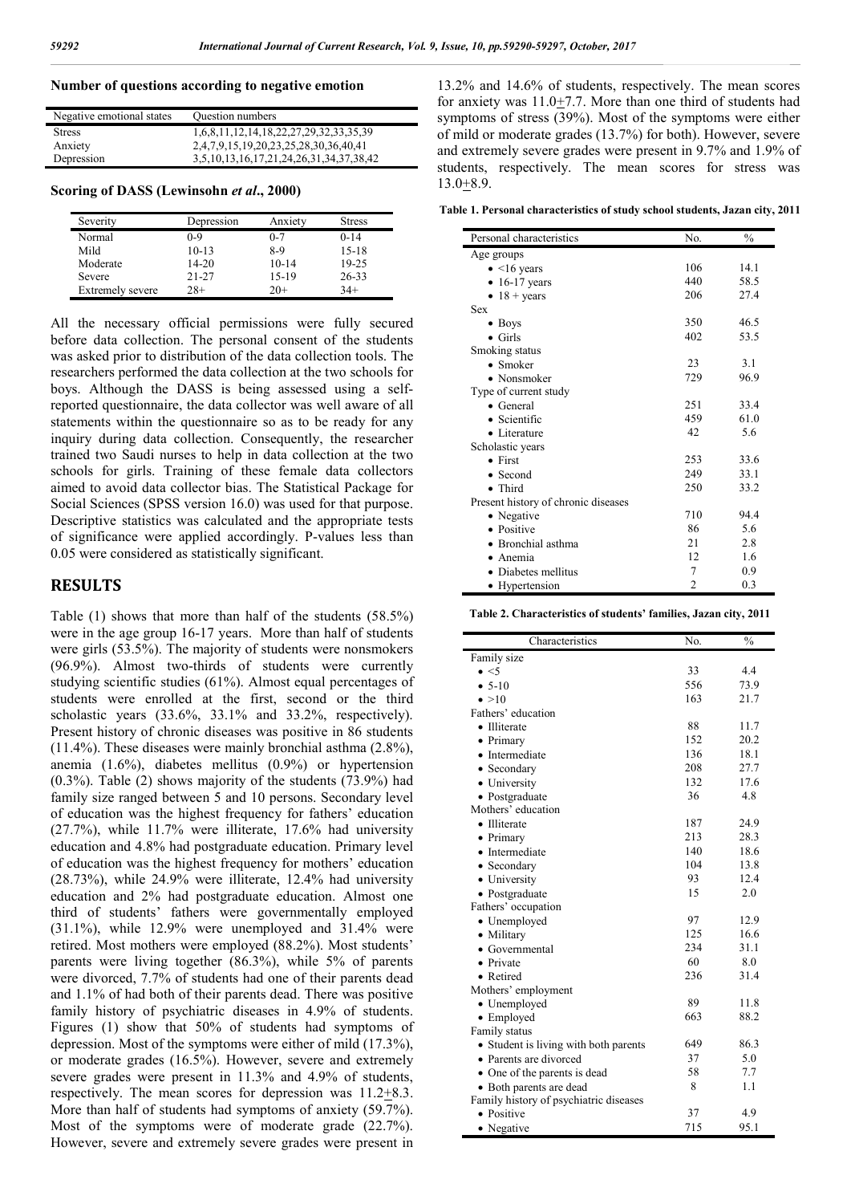**Number of questions according to negative emotion**

| Negative emotional states | Question numbers |
|---|---|
| Stress | 1,6,8,11,12,14,18,22,27,29,32,33,35,39 |
| Anxiety | 2,4,7,9,15,19,20,23,25,28,30,36,40,41 |
| Depression | 3,5,10,13,16,17,21,24,26,31,34,37,38,42 |

**Scoring of DASS (Lewinsohn *et al*., 2000)**

| Severity | Depression | Anxiety | Stress |
|---|---|---|---|
| Normal | 0-9 | 0-7 | 0-14 |
| Mild | 10-13 | 8-9 | 15-18 |
| Moderate | 14-20 | 10-14 | 19-25 |
| Severe | 21-27 | 15-19 | 26-33 |
| Extremely severe | 28+ | 20+ | 34+ |

All the necessary official permissions were fully secured before data collection. The personal consent of the students was asked prior to distribution of the data collection tools. The researchers performed the data collection at the two schools for boys. Although the DASS is being assessed using a self-reported questionnaire, the data collector was well aware of all statements within the questionnaire so as to be ready for any inquiry during data collection. Consequently, the researcher trained two Saudi nurses to help in data collection at the two schools for girls. Training of these female data collectors aimed to avoid data collector bias. The Statistical Package for Social Sciences (SPSS version 16.0) was used for that purpose. Descriptive statistics was calculated and the appropriate tests of significance were applied accordingly. P-values less than 0.05 were considered as statistically significant.

## RESULTS

Table (1) shows that more than half of the students (58.5%) were in the age group 16-17 years. More than half of students were girls (53.5%). The majority of students were nonsmokers (96.9%). Almost two-thirds of students were currently studying scientific studies (61%). Almost equal percentages of students were enrolled at the first, second or the third scholastic years (33.6%, 33.1% and 33.2%, respectively). Present history of chronic diseases was positive in 86 students (11.4%). These diseases were mainly bronchial asthma (2.8%), anemia (1.6%), diabetes mellitus (0.9%) or hypertension (0.3%). Table (2) shows majority of the students (73.9%) had family size ranged between 5 and 10 persons. Secondary level of education was the highest frequency for fathers' education (27.7%), while 11.7% were illiterate, 17.6% had university education and 4.8% had postgraduate education. Primary level of education was the highest frequency for mothers' education (28.73%), while 24.9% were illiterate, 12.4% had university education and 2% had postgraduate education. Almost one third of students' fathers were governmentally employed (31.1%), while 12.9% were unemployed and 31.4% were retired. Most mothers were employed (88.2%). Most students' parents were living together (86.3%), while 5% of parents were divorced, 7.7% of students had one of their parents dead and 1.1% of had both of their parents dead. There was positive family history of psychiatric diseases in 4.9% of students. Figures (1) show that 50% of students had symptoms of depression. Most of the symptoms were either of mild (17.3%), or moderate grades (16.5%). However, severe and extremely severe grades were present in 11.3% and 4.9% of students, respectively. The mean scores for depression was 11.2±8.3. More than half of students had symptoms of anxiety (59.7%). Most of the symptoms were of moderate grade (22.7%). However, severe and extremely severe grades were present in 13.2% and 14.6% of students, respectively. The mean scores for anxiety was 11.0±7.7. More than one third of students had symptoms of stress (39%). Most of the symptoms were either of mild or moderate grades (13.7%) for both). However, severe and extremely severe grades were present in 9.7% and 1.9% of students, respectively. The mean scores for stress was 13.0±8.9.

**Table 1. Personal characteristics of study school students, Jazan city, 2011**

| Personal characteristics | No. | % |
|---|---|---|
| Age groups | | |
| • <16 years | 106 | 14.1 |
| • 16-17 years | 440 | 58.5 |
| • 18 + years | 206 | 27.4 |
| Sex | | |
| • Boys | 350 | 46.5 |
| • Girls | 402 | 53.5 |
| Smoking status | | |
| • Smoker | 23 | 3.1 |
| • Nonsmoker | 729 | 96.9 |
| Type of current study | | |
| • General | 251 | 33.4 |
| • Scientific | 459 | 61.0 |
| • Literature | 42 | 5.6 |
| Scholastic years | | |
| • First | 253 | 33.6 |
| • Second | 249 | 33.1 |
| • Third | 250 | 33.2 |
| Present history of chronic diseases | | |
| • Negative | 710 | 94.4 |
| • Positive | 86 | 5.6 |
| • Bronchial asthma | 21 | 2.8 |
| • Anemia | 12 | 1.6 |
| • Diabetes mellitus | 7 | 0.9 |
| • Hypertension | 2 | 0.3 |

**Table 2. Characteristics of students' families, Jazan city, 2011**

| Characteristics | No. | % |
|---|---|---|
| Family size | | |
| • <5 | 33 | 4.4 |
| • 5-10 | 556 | 73.9 |
| • >10 | 163 | 21.7 |
| Fathers' education | | |
| • Illiterate | 88 | 11.7 |
| • Primary | 152 | 20.2 |
| • Intermediate | 136 | 18.1 |
| • Secondary | 208 | 27.7 |
| • University | 132 | 17.6 |
| • Postgraduate | 36 | 4.8 |
| Mothers' education | | |
| • Illiterate | 187 | 24.9 |
| • Primary | 213 | 28.3 |
| • Intermediate | 140 | 18.6 |
| • Secondary | 104 | 13.8 |
| • University | 93 | 12.4 |
| • Postgraduate | 15 | 2.0 |
| Fathers' occupation | | |
| • Unemployed | 97 | 12.9 |
| • Military | 125 | 16.6 |
| • Governmental | 234 | 31.1 |
| • Private | 60 | 8.0 |
| • Retired | 236 | 31.4 |
| Mothers' employment | | |
| • Unemployed | 89 | 11.8 |
| • Employed | 663 | 88.2 |
| Family status | | |
| • Student is living with both parents | 649 | 86.3 |
| • Parents are divorced | 37 | 5.0 |
| • One of the parents is dead | 58 | 7.7 |
| • Both parents are dead | 8 | 1.1 |
| Family history of psychiatric diseases | | |
| • Positive | 37 | 4.9 |
| • Negative | 715 | 95.1 |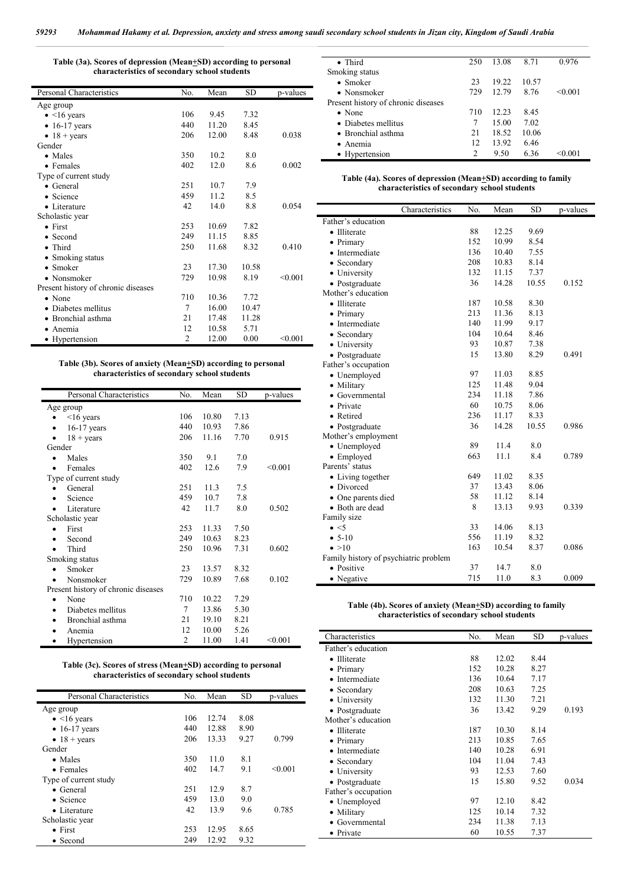**Table (3a). Scores of depression (Mean±SD) according to personal characteristics of secondary school students**

| Personal Characteristics | No. | Mean | SD | p-values |
|---|---|---|---|---|
| Age group | | | | |
| • <16 years | 106 | 9.45 | 7.32 | |
| • 16-17 years | 440 | 11.20 | 8.45 | |
| • 18 + years | 206 | 12.00 | 8.48 | 0.038 |
| Gender | | | | |
| • Males | 350 | 10.2 | 8.0 | |
| • Females | 402 | 12.0 | 8.6 | 0.002 |
| Type of current study | | | | |
| • General | 251 | 10.7 | 7.9 | |
| • Science | 459 | 11.2 | 8.5 | |
| • Literature | 42 | 14.0 | 8.8 | 0.054 |
| Scholastic year | | | | |
| • First | 253 | 10.69 | 7.82 | |
| • Second | 249 | 11.15 | 8.85 | |
| • Third | 250 | 11.68 | 8.32 | 0.410 |
| • Smoking status | | | | |
| • Smoker | 23 | 17.30 | 10.58 | |
| • Nonsmoker | 729 | 10.98 | 8.19 | <0.001 |
| Present history of chronic diseases | | | | |
| • None | 710 | 10.36 | 7.72 | |
| • Diabetes mellitus | 7 | 16.00 | 10.47 | |
| • Bronchial asthma | 21 | 17.48 | 11.28 | |
| • Anemia | 12 | 10.58 | 5.71 | |
| • Hypertension | 2 | 12.00 | 0.00 | <0.001 |

**Table (3b). Scores of anxiety (Mean±SD) according to personal characteristics of secondary school students**

| Personal Characteristics | No. | Mean | SD | p-values |
|---|---|---|---|---|
| Age group | | | | |
| • <16 years | 106 | 10.80 | 7.13 | |
| • 16-17 years | 440 | 10.93 | 7.86 | |
| • 18 + years | 206 | 11.16 | 7.70 | 0.915 |
| Gender | | | | |
| • Males | 350 | 9.1 | 7.0 | |
| • Females | 402 | 12.6 | 7.9 | <0.001 |
| Type of current study | | | | |
| • General | 251 | 11.3 | 7.5 | |
| • Science | 459 | 10.7 | 7.8 | |
| • Literature | 42 | 11.7 | 8.0 | 0.502 |
| Scholastic year | | | | |
| • First | 253 | 11.33 | 7.50 | |
| • Second | 249 | 10.63 | 8.23 | |
| • Third | 250 | 10.96 | 7.31 | 0.602 |
| Smoking status | | | | |
| • Smoker | 23 | 13.57 | 8.32 | |
| • Nonsmoker | 729 | 10.89 | 7.68 | 0.102 |
| Present history of chronic diseases | | | | |
| • None | 710 | 10.22 | 7.29 | |
| • Diabetes mellitus | 7 | 13.86 | 5.30 | |
| • Bronchial asthma | 21 | 19.10 | 8.21 | |
| • Anemia | 12 | 10.00 | 5.26 | |
| • Hypertension | 2 | 11.00 | 1.41 | <0.001 |

**Table (3c). Scores of stress (Mean±SD) according to personal characteristics of secondary school students**

| Personal Characteristics | No. | Mean | SD | p-values |
|---|---|---|---|---|
| Age group | | | | |
| • <16 years | 106 | 12.74 | 8.08 | |
| • 16-17 years | 440 | 12.88 | 8.90 | |
| • 18 + years | 206 | 13.33 | 9.27 | 0.799 |
| Gender | | | | |
| • Males | 350 | 11.0 | 8.1 | |
| • Females | 402 | 14.7 | 9.1 | <0.001 |
| Type of current study | | | | |
| • General | 251 | 12.9 | 8.7 | |
| • Science | 459 | 13.0 | 9.0 | |
| • Literature | 42 | 13.9 | 9.6 | 0.785 |
| Scholastic year | | | | |
| • First | 253 | 12.95 | 8.65 | |
| • Second | 249 | 12.92 | 9.32 | |
| • Third | 250 | 13.08 | 8.71 | 0.976 |
| Smoking status | | | | |
| • Smoker | 23 | 19.22 | 10.57 | |
| • Nonsmoker | 729 | 12.79 | 8.76 | <0.001 |
| Present history of chronic diseases | | | | |
| • None | 710 | 12.23 | 8.45 | |
| • Diabetes mellitus | 7 | 15.00 | 7.02 | |
| • Bronchial asthma | 21 | 18.52 | 10.06 | |
| • Anemia | 12 | 13.92 | 6.46 | |
| • Hypertension | 2 | 9.50 | 6.36 | <0.001 |

**Table (4a). Scores of depression (Mean±SD) according to family characteristics of secondary school students**

| Characteristics | No. | Mean | SD | p-values |
|---|---|---|---|---|
| Father's education | | | | |
| • Illiterate | 88 | 12.25 | 9.69 | |
| • Primary | 152 | 10.99 | 8.54 | |
| • Intermediate | 136 | 10.40 | 7.55 | |
| • Secondary | 208 | 10.83 | 8.14 | |
| • University | 132 | 11.15 | 7.37 | |
| • Postgraduate | 36 | 14.28 | 10.55 | 0.152 |
| Mother's education | | | | |
| • Illiterate | 187 | 10.58 | 8.30 | |
| • Primary | 213 | 11.36 | 8.13 | |
| • Intermediate | 140 | 11.99 | 9.17 | |
| • Secondary | 104 | 10.64 | 8.46 | |
| • University | 93 | 10.87 | 7.38 | |
| • Postgraduate | 15 | 13.80 | 8.29 | 0.491 |
| Father's occupation | | | | |
| • Unemployed | 97 | 11.03 | 8.85 | |
| • Military | 125 | 11.48 | 9.04 | |
| • Governmental | 234 | 11.18 | 7.86 | |
| • Private | 60 | 10.75 | 8.06 | |
| • Retired | 236 | 11.17 | 8.33 | |
| • Postgraduate | 36 | 14.28 | 10.55 | 0.986 |
| Mother's employment | | | | |
| • Unemployed | 89 | 11.4 | 8.0 | |
| • Employed | 663 | 11.1 | 8.4 | 0.789 |
| Parents' status | | | | |
| • Living together | 649 | 11.02 | 8.35 | |
| • Divorced | 37 | 13.43 | 8.06 | |
| • One parents died | 58 | 11.12 | 8.14 | |
| • Both are dead | 8 | 13.13 | 9.93 | 0.339 |
| Family size | | | | |
| • <5 | 33 | 14.06 | 8.13 | |
| • 5-10 | 556 | 11.19 | 8.32 | |
| • >10 | 163 | 10.54 | 8.37 | 0.086 |
| Family history of psychiatric problem | | | | |
| • Positive | 37 | 14.7 | 8.0 | |
| • Negative | 715 | 11.0 | 8.3 | 0.009 |

**Table (4b). Scores of anxiety (Mean±SD) according to family characteristics of secondary school students**

| Characteristics | No. | Mean | SD | p-values |
|---|---|---|---|---|
| Father's education | | | | |
| • Illiterate | 88 | 12.02 | 8.44 | |
| • Primary | 152 | 10.28 | 8.27 | |
| • Intermediate | 136 | 10.64 | 7.17 | |
| • Secondary | 208 | 10.63 | 7.25 | |
| • University | 132 | 11.30 | 7.21 | |
| • Postgraduate | 36 | 13.42 | 9.29 | 0.193 |
| Mother's education | | | | |
| • Illiterate | 187 | 10.30 | 8.14 | |
| • Primary | 213 | 10.85 | 7.65 | |
| • Intermediate | 140 | 10.28 | 6.91 | |
| • Secondary | 104 | 11.04 | 7.43 | |
| • University | 93 | 12.53 | 7.60 | |
| • Postgraduate | 15 | 15.80 | 9.52 | 0.034 |
| Father's occupation | | | | |
| • Unemployed | 97 | 12.10 | 8.42 | |
| • Military | 125 | 10.14 | 7.32 | |
| • Governmental | 234 | 11.38 | 7.13 | |
| • Private | 60 | 10.55 | 7.37 | |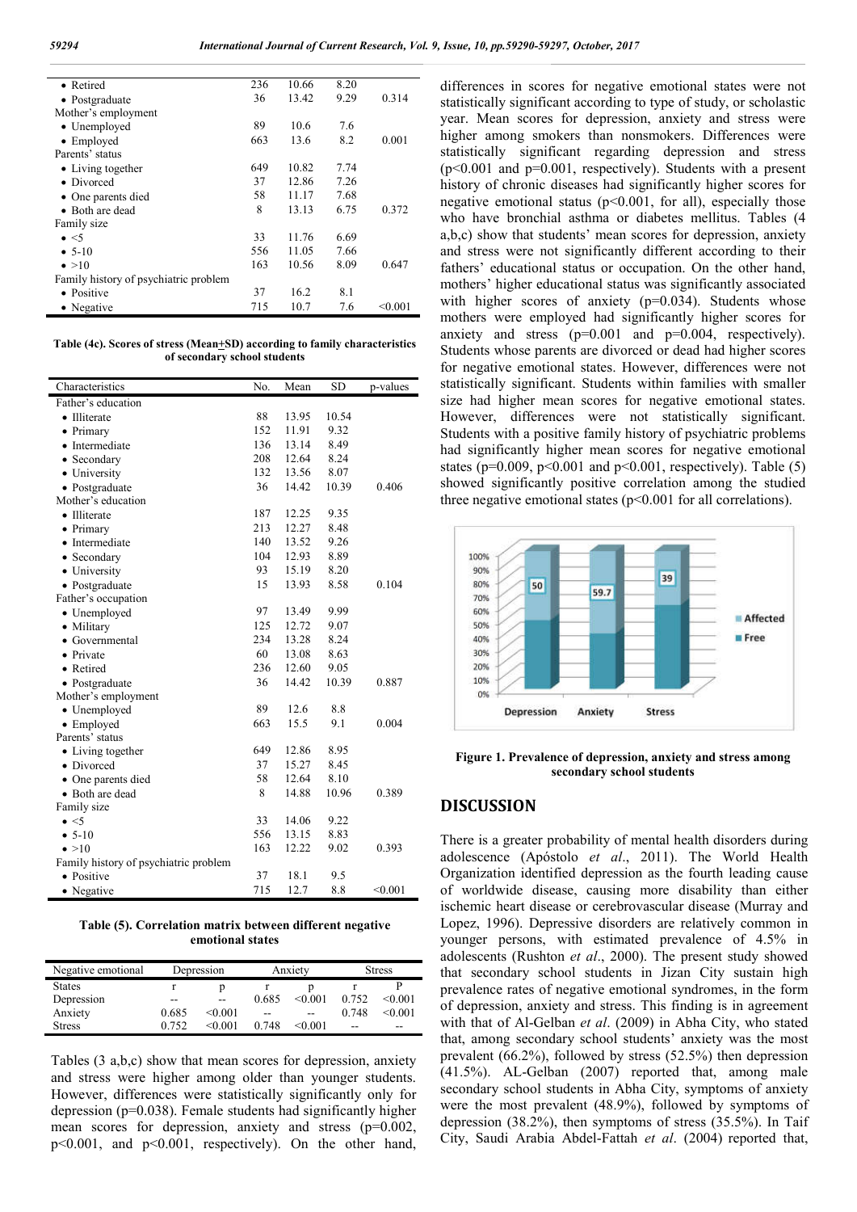| Characteristics | No. | Mean | SD | p-values |
|---|---|---|---|---|
| • Retired | 236 | 10.66 | 8.20 | |
| • Postgraduate | 36 | 13.42 | 9.29 | 0.314 |
| Mother's employment | | | | |
| • Unemployed | 89 | 10.6 | 7.6 | |
| • Employed | 663 | 13.6 | 8.2 | 0.001 |
| Parents' status | | | | |
| • Living together | 649 | 10.82 | 7.74 | |
| • Divorced | 37 | 12.86 | 7.26 | |
| • One parents died | 58 | 11.17 | 7.68 | |
| • Both are dead | 8 | 13.13 | 6.75 | 0.372 |
| Family size | | | | |
| • <5 | 33 | 11.76 | 6.69 | |
| • 5-10 | 556 | 11.05 | 7.66 | |
| • >10 | 163 | 10.56 | 8.09 | 0.647 |
| Family history of psychiatric problem | | | | |
| • Positive | 37 | 16.2 | 8.1 | |
| • Negative | 715 | 10.7 | 7.6 | <0.001 |

**Table (4c). Scores of stress (Mean+SD) according to family characteristics of secondary school students**

| Characteristics | No. | Mean | SD | p-values |
|---|---|---|---|---|
| Father's education | | | | |
| • Illiterate | 88 | 13.95 | 10.54 | |
| • Primary | 152 | 11.91 | 9.32 | |
| • Intermediate | 136 | 13.14 | 8.49 | |
| • Secondary | 208 | 12.64 | 8.24 | |
| • University | 132 | 13.56 | 8.07 | |
| • Postgraduate | 36 | 14.42 | 10.39 | 0.406 |
| Mother's education | | | | |
| • Illiterate | 187 | 12.25 | 9.35 | |
| • Primary | 213 | 12.27 | 8.48 | |
| • Intermediate | 140 | 13.52 | 9.26 | |
| • Secondary | 104 | 12.93 | 8.89 | |
| • University | 93 | 15.19 | 8.20 | |
| • Postgraduate | 15 | 13.93 | 8.58 | 0.104 |
| Father's occupation | | | | |
| • Unemployed | 97 | 13.49 | 9.99 | |
| • Military | 125 | 12.72 | 9.07 | |
| • Governmental | 234 | 13.28 | 8.24 | |
| • Private | 60 | 13.08 | 8.63 | |
| • Retired | 236 | 12.60 | 9.05 | |
| • Postgraduate | 36 | 14.42 | 10.39 | 0.887 |
| Mother's employment | | | | |
| • Unemployed | 89 | 12.6 | 8.8 | |
| • Employed | 663 | 15.5 | 9.1 | 0.004 |
| Parents' status | | | | |
| • Living together | 649 | 12.86 | 8.95 | |
| • Divorced | 37 | 15.27 | 8.45 | |
| • One parents died | 58 | 12.64 | 8.10 | |
| • Both are dead | 8 | 14.88 | 10.96 | 0.389 |
| Family size | | | | |
| • <5 | 33 | 14.06 | 9.22 | |
| • 5-10 | 556 | 13.15 | 8.83 | |
| • >10 | 163 | 12.22 | 9.02 | 0.393 |
| Family history of psychiatric problem | | | | |
| • Positive | 37 | 18.1 | 9.5 | |
| • Negative | 715 | 12.7 | 8.8 | <0.001 |

**Table (5). Correlation matrix between different negative emotional states**

| Negative emotional | Depression | | Anxiety | | Stress | |
|---|---|---|---|---|---|---|
| States | r | p | r | p | r | P |
| Depression | -- | -- | 0.685 | <0.001 | 0.752 | <0.001 |
| Anxiety | 0.685 | <0.001 | -- | -- | 0.748 | <0.001 |
| Stress | 0.752 | <0.001 | 0.748 | <0.001 | -- | -- |

Tables (3 a,b,c) show that mean scores for depression, anxiety and stress were higher among older than younger students. However, differences were statistically significantly only for depression (p=0.038). Female students had significantly higher mean scores for depression, anxiety and stress (p=0.002, p<0.001, and p<0.001, respectively). On the other hand, differences in scores for negative emotional states were not statistically significant according to type of study, or scholastic year. Mean scores for depression, anxiety and stress were higher among smokers than nonsmokers. Differences were statistically significant regarding depression and stress (p<0.001 and p=0.001, respectively). Students with a present history of chronic diseases had significantly higher scores for negative emotional status (p<0.001, for all), especially those who have bronchial asthma or diabetes mellitus. Tables (4 a,b,c) show that students' mean scores for depression, anxiety and stress were not significantly different according to their fathers' educational status or occupation. On the other hand, mothers' higher educational status was significantly associated with higher scores of anxiety (p=0.034). Students whose mothers were employed had significantly higher scores for anxiety and stress (p=0.001 and p=0.004, respectively). Students whose parents are divorced or dead had higher scores for negative emotional states. However, differences were not statistically significant. Students within families with smaller size had higher mean scores for negative emotional states. However, differences were not statistically significant. Students with a positive family history of psychiatric problems had significantly higher mean scores for negative emotional states (p=0.009, p<0.001 and p<0.001, respectively). Table (5) showed significantly positive correlation among the studied three negative emotional states (p<0.001 for all correlations).

| | Depression | Anxiety | Stress |
|---|---|---|---|
| Affected (%) | 50 | 59.7 | 39 |

**Figure 1. Prevalence of depression, anxiety and stress among secondary school students**

## DISCUSSION

There is a greater probability of mental health disorders during adolescence (Apóstolo *et al*., 2011). The World Health Organization identified depression as the fourth leading cause of worldwide disease, causing more disability than either ischemic heart disease or cerebrovascular disease (Murray and Lopez, 1996). Depressive disorders are relatively common in younger persons, with estimated prevalence of 4.5% in adolescents (Rushton *et al*., 2000). The present study showed that secondary school students in Jizan City sustain high prevalence rates of negative emotional syndromes, in the form of depression, anxiety and stress. This finding is in agreement with that of Al-Gelban *et al*. (2009) in Abha City, who stated that, among secondary school students' anxiety was the most prevalent (66.2%), followed by stress (52.5%) then depression (41.5%). AL-Gelban (2007) reported that, among male secondary school students in Abha City, symptoms of anxiety were the most prevalent (48.9%), followed by symptoms of depression (38.2%), then symptoms of stress (35.5%). In Taif City, Saudi Arabia Abdel-Fattah *et al*. (2004) reported that,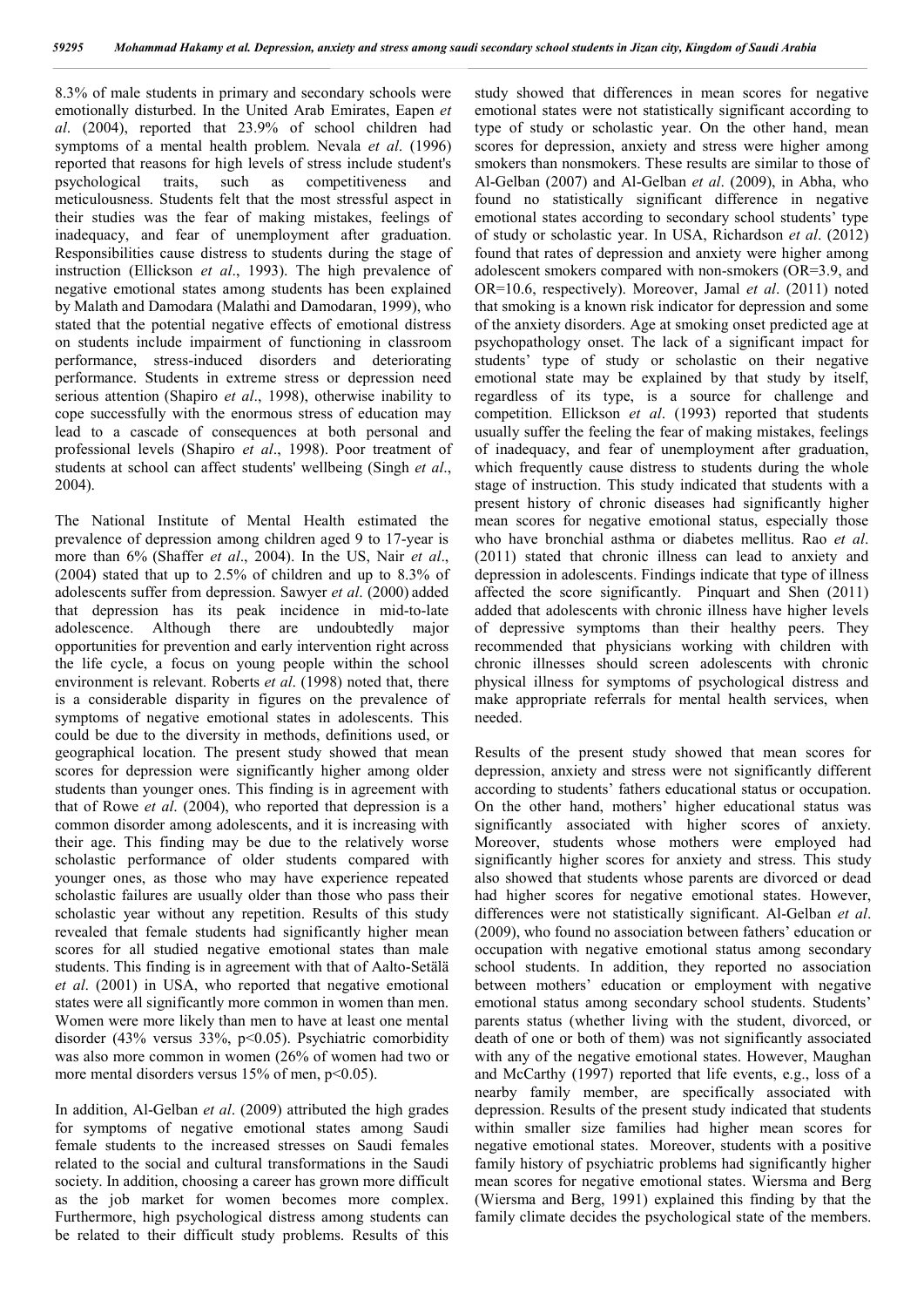8.3% of male students in primary and secondary schools were emotionally disturbed. In the United Arab Emirates, Eapen *et al*. (2004), reported that 23.9% of school children had symptoms of a mental health problem. Nevala *et al*. (1996) reported that reasons for high levels of stress include student's psychological traits, such as competitiveness and meticulousness. Students felt that the most stressful aspect in their studies was the fear of making mistakes, feelings of inadequacy, and fear of unemployment after graduation. Responsibilities cause distress to students during the stage of instruction (Ellickson *et al*., 1993). The high prevalence of negative emotional states among students has been explained by Malath and Damodara (Malathi and Damodaran, 1999), who stated that the potential negative effects of emotional distress on students include impairment of functioning in classroom performance, stress-induced disorders and deteriorating performance. Students in extreme stress or depression need serious attention (Shapiro *et al*., 1998), otherwise inability to cope successfully with the enormous stress of education may lead to a cascade of consequences at both personal and professional levels (Shapiro *et al*., 1998). Poor treatment of students at school can affect students' wellbeing (Singh *et al*., 2004).

The National Institute of Mental Health estimated the prevalence of depression among children aged 9 to 17-year is more than 6% (Shaffer *et al*., 2004). In the US, Nair *et al*., (2004) stated that up to 2.5% of children and up to 8.3% of adolescents suffer from depression. Sawyer *et al*. (2000) added that depression has its peak incidence in mid-to-late adolescence. Although there are undoubtedly major opportunities for prevention and early intervention right across the life cycle, a focus on young people within the school environment is relevant. Roberts *et al*. (1998) noted that, there is a considerable disparity in figures on the prevalence of symptoms of negative emotional states in adolescents. This could be due to the diversity in methods, definitions used, or geographical location. The present study showed that mean scores for depression were significantly higher among older students than younger ones. This finding is in agreement with that of Rowe *et al*. (2004), who reported that depression is a common disorder among adolescents, and it is increasing with their age. This finding may be due to the relatively worse scholastic performance of older students compared with younger ones, as those who may have experience repeated scholastic failures are usually older than those who pass their scholastic year without any repetition. Results of this study revealed that female students had significantly higher mean scores for all studied negative emotional states than male students. This finding is in agreement with that of Aalto-Setälä *et al*. (2001) in USA, who reported that negative emotional states were all significantly more common in women than men. Women were more likely than men to have at least one mental disorder (43% versus 33%, $p<0.05$). Psychiatric comorbidity was also more common in women (26% of women had two or more mental disorders versus 15% of men, $p<0.05$).

In addition, Al-Gelban *et al*. (2009) attributed the high grades for symptoms of negative emotional states among Saudi female students to the increased stresses on Saudi females related to the social and cultural transformations in the Saudi society. In addition, choosing a career has grown more difficult as the job market for women becomes more complex. Furthermore, high psychological distress among students can be related to their difficult study problems. Results of this study showed that differences in mean scores for negative emotional states were not statistically significant according to type of study or scholastic year. On the other hand, mean scores for depression, anxiety and stress were higher among smokers than nonsmokers. These results are similar to those of Al-Gelban (2007) and Al-Gelban *et al*. (2009), in Abha, who found no statistically significant difference in negative emotional states according to secondary school students' type of study or scholastic year. In USA, Richardson *et al*. (2012) found that rates of depression and anxiety were higher among adolescent smokers compared with non-smokers (OR=3.9, and OR=10.6, respectively). Moreover, Jamal *et al*. (2011) noted that smoking is a known risk indicator for depression and some of the anxiety disorders. Age at smoking onset predicted age at psychopathology onset. The lack of a significant impact for students' type of study or scholastic on their negative emotional state may be explained by that study by itself, regardless of its type, is a source for challenge and competition. Ellickson *et al*. (1993) reported that students usually suffer the feeling the fear of making mistakes, feelings of inadequacy, and fear of unemployment after graduation, which frequently cause distress to students during the whole stage of instruction. This study indicated that students with a present history of chronic diseases had significantly higher mean scores for negative emotional status, especially those who have bronchial asthma or diabetes mellitus. Rao *et al*. (2011) stated that chronic illness can lead to anxiety and depression in adolescents. Findings indicate that type of illness affected the score significantly. Pinquart and Shen (2011) added that adolescents with chronic illness have higher levels of depressive symptoms than their healthy peers. They recommended that physicians working with children with chronic illnesses should screen adolescents with chronic physical illness for symptoms of psychological distress and make appropriate referrals for mental health services, when needed.

Results of the present study showed that mean scores for depression, anxiety and stress were not significantly different according to students' fathers educational status or occupation. On the other hand, mothers' higher educational status was significantly associated with higher scores of anxiety. Moreover, students whose mothers were employed had significantly higher scores for anxiety and stress. This study also showed that students whose parents are divorced or dead had higher scores for negative emotional states. However, differences were not statistically significant. Al-Gelban *et al*. (2009), who found no association between fathers' education or occupation with negative emotional status among secondary school students. In addition, they reported no association between mothers' education or employment with negative emotional status among secondary school students. Students' parents status (whether living with the student, divorced, or death of one or both of them) was not significantly associated with any of the negative emotional states. However, Maughan and McCarthy (1997) reported that life events, e.g., loss of a nearby family member, are specifically associated with depression. Results of the present study indicated that students within smaller size families had higher mean scores for negative emotional states. Moreover, students with a positive family history of psychiatric problems had significantly higher mean scores for negative emotional states. Wiersma and Berg (Wiersma and Berg, 1991) explained this finding by that the family climate decides the psychological state of the members.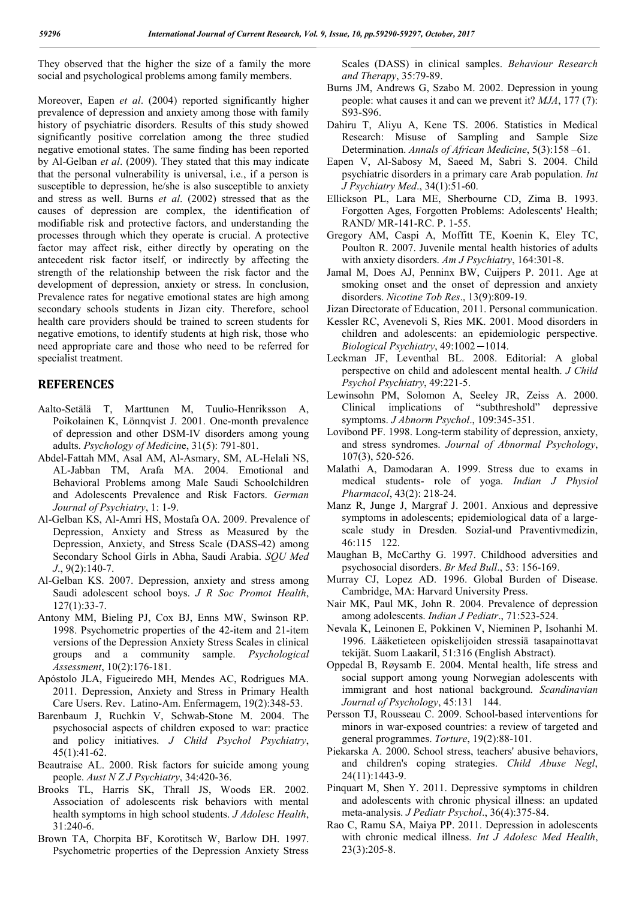They observed that the higher the size of a family the more social and psychological problems among family members.

Moreover, Eapen *et al*. (2004) reported significantly higher prevalence of depression and anxiety among those with family history of psychiatric disorders. Results of this study showed significantly positive correlation among the three studied negative emotional states. The same finding has been reported by Al-Gelban *et al*. (2009). They stated that this may indicate that the personal vulnerability is universal, i.e., if a person is susceptible to depression, he/she is also susceptible to anxiety and stress as well. Burns *et al*. (2002) stressed that as the causes of depression are complex, the identification of modifiable risk and protective factors, and understanding the processes through which they operate is crucial. A protective factor may affect risk, either directly by operating on the antecedent risk factor itself, or indirectly by affecting the strength of the relationship between the risk factor and the development of depression, anxiety or stress. In conclusion, Prevalence rates for negative emotional states are high among secondary schools students in Jizan city. Therefore, school health care providers should be trained to screen students for negative emotions, to identify students at high risk, those who need appropriate care and those who need to be referred for specialist treatment.

## REFERENCES

Aalto-Setälä T, Marttunen M, Tuulio-Henriksson A, Poikolainen K, Lönnqvist J. 2001. One-month prevalence of depression and other DSM-IV disorders among young adults. *Psychology of Medicine*, 31(5): 791-801.

Abdel-Fattah MM, Asal AM, Al-Asmary, SM, AL-Helali NS, AL-Jabban TM, Arafa MA. 2004. Emotional and Behavioral Problems among Male Saudi Schoolchildren and Adolescents Prevalence and Risk Factors. *German Journal of Psychiatry*, 1: 1-9.

Al-Gelban KS, Al-Amri HS, Mostafa OA. 2009. Prevalence of Depression, Anxiety and Stress as Measured by the Depression, Anxiety, and Stress Scale (DASS-42) among Secondary School Girls in Abha, Saudi Arabia. *SQU Med J*., 9(2):140-7.

Al-Gelban KS. 2007. Depression, anxiety and stress among Saudi adolescent school boys. *J R Soc Promot Health*, 127(1):33-7.

Antony MM, Bieling PJ, Cox BJ, Enns MW, Swinson RP. 1998. Psychometric properties of the 42-item and 21-item versions of the Depression Anxiety Stress Scales in clinical groups and a community sample. *Psychological Assessment*, 10(2):176-181.

Apóstolo JLA, Figueiredo MH, Mendes AC, Rodrigues MA. 2011. Depression, Anxiety and Stress in Primary Health Care Users. Rev. Latino-Am. Enfermagem, 19(2):348-53.

Barenbaum J, Ruchkin V, Schwab-Stone M. 2004. The psychosocial aspects of children exposed to war: practice and policy initiatives. *J Child Psychol Psychiatry*, 45(1):41-62.

Beautraise AL. 2000. Risk factors for suicide among young people. *Aust N Z J Psychiatry*, 34:420-36.

Brooks TL, Harris SK, Thrall JS, Woods ER. 2002. Association of adolescents risk behaviors with mental health symptoms in high school students. *J Adolesc Health*, 31:240-6.

Brown TA, Chorpita BF, Korotitsch W, Barlow DH. 1997. Psychometric properties of the Depression Anxiety Stress Scales (DASS) in clinical samples. *Behaviour Research and Therapy*, 35:79-89.

Burns JM, Andrews G, Szabo M. 2002. Depression in young people: what causes it and can we prevent it? *MJA*, 177 (7): S93-S96.

Dahiru T, Aliyu A, Kene TS. 2006. Statistics in Medical Research: Misuse of Sampling and Sample Size Determination. *Annals of African Medicine*, 5(3):158 –61.

Eapen V, Al-Sabosy M, Saeed M, Sabri S. 2004. Child psychiatric disorders in a primary care Arab population. *Int J Psychiatry Med*., 34(1):51-60.

Ellickson PL, Lara ME, Sherbourne CD, Zima B. 1993. Forgotten Ages, Forgotten Problems: Adolescents' Health; RAND/ MR-141-RC. P. 1-55.

Gregory AM, Caspi A, Moffitt TE, Koenin K, Eley TC, Poulton R. 2007. Juvenile mental health histories of adults with anxiety disorders. *Am J Psychiatry*, 164:301-8.

Jamal M, Does AJ, Penninx BW, Cuijpers P. 2011. Age at smoking onset and the onset of depression and anxiety disorders. *Nicotine Tob Res*., 13(9):809-19.

Jizan Directorate of Education, 2011. Personal communication.

Kessler RC, Avenevoli S, Ries MK. 2001. Mood disorders in children and adolescents: an epidemiologic perspective. *Biological Psychiatry*, 49:1002‒1014.

Leckman JF, Leventhal BL. 2008. Editorial: A global perspective on child and adolescent mental health. *J Child Psychol Psychiatry*, 49:221-5.

Lewinsohn PM, Solomon A, Seeley JR, Zeiss A. 2000. Clinical implications of "subthreshold" depressive symptoms. *J Abnorm Psychol*., 109:345-351.

Lovibond PF. 1998. Long-term stability of depression, anxiety, and stress syndromes. *Journal of Abnormal Psychology*, 107(3), 520-526.

Malathi A, Damodaran A. 1999. Stress due to exams in medical students- role of yoga. *Indian J Physiol Pharmacol*, 43(2): 218-24.

Manz R, Junge J, Margraf J. 2001. Anxious and depressive symptoms in adolescents; epidemiological data of a large-scale study in Dresden. Sozial-und Praventivmedizin, 46:115 122.

Maughan B, McCarthy G. 1997. Childhood adversities and psychosocial disorders. *Br Med Bull*., 53: 156-169.

Murray CJ, Lopez AD. 1996. Global Burden of Disease. Cambridge, MA: Harvard University Press.

Nair MK, Paul MK, John R. 2004. Prevalence of depression among adolescents. *Indian J Pediatr*., 71:523-524.

Nevala K, Leinonen E, Pokkinen V, Nieminen P, Isohanhi M. 1996. Lääketieteen opiskelijoiden stressiä tasapainottavat tekijät. Suom Laakaril, 51:316 (English Abstract).

Oppedal B, Røysamb E. 2004. Mental health, life stress and social support among young Norwegian adolescents with immigrant and host national background. *Scandinavian Journal of Psychology*, 45:131 144.

Persson TJ, Rousseau C. 2009. School-based interventions for minors in war-exposed countries: a review of targeted and general programmes. *Torture*, 19(2):88-101.

Piekarska A. 2000. School stress, teachers' abusive behaviors, and children's coping strategies. *Child Abuse Negl*, 24(11):1443-9.

Pinquart M, Shen Y. 2011. Depressive symptoms in children and adolescents with chronic physical illness: an updated meta-analysis. *J Pediatr Psychol*., 36(4):375-84.

Rao C, Ramu SA, Maiya PP. 2011. Depression in adolescents with chronic medical illness. *Int J Adolesc Med Health*, 23(3):205-8.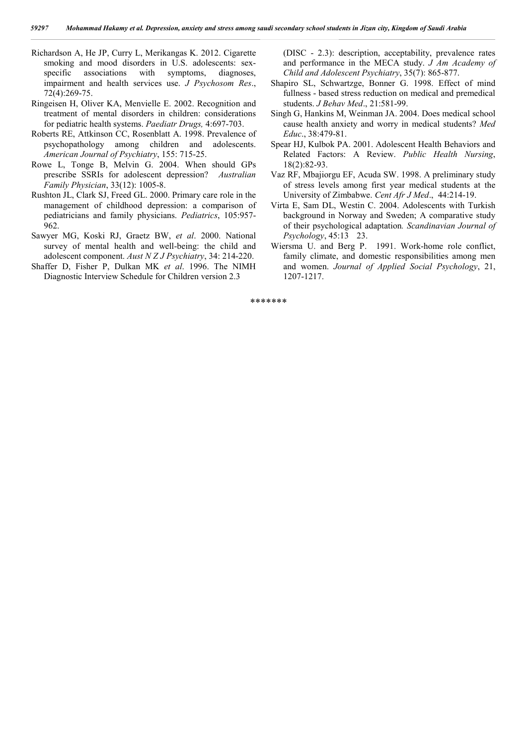Richardson A, He JP, Curry L, Merikangas K. 2012. Cigarette smoking and mood disorders in U.S. adolescents: sex-specific associations with symptoms, diagnoses, impairment and health services use. *J Psychosom Res*., 72(4):269-75.

Ringeisen H, Oliver KA, Menvielle E. 2002. Recognition and treatment of mental disorders in children: considerations for pediatric health systems. *Paediatr Drugs,* 4:697-703.

Roberts RE, Attkinson CC, Rosenblatt A. 1998. Prevalence of psychopathology among children and adolescents. *American Journal of Psychiatry*, 155: 715-25.

Rowe L, Tonge B, Melvin G. 2004. When should GPs prescribe SSRIs for adolescent depression? *Australian Family Physician*, 33(12): 1005-8.

Rushton JL, Clark SJ, Freed GL. 2000. Primary care role in the management of childhood depression: a comparison of pediatricians and family physicians. *Pediatrics*, 105:957-962.

Sawyer MG, Koski RJ, Graetz BW, *et al*. 2000. National survey of mental health and well-being: the child and adolescent component. *Aust N Z J Psychiatry*, 34: 214-220.

Shaffer D, Fisher P, Dulkan MK *et al*. 1996. The NIMH Diagnostic Interview Schedule for Children version 2.3 (DISC - 2.3): description, acceptability, prevalence rates and performance in the MECA study. *J Am Academy of Child and Adolescent Psychiatry*, 35(7): 865-877.

Shapiro SL, Schwartzge, Bonner G. 1998. Effect of mind fullness - based stress reduction on medical and premedical students. *J Behav Med*., 21:581-99.

Singh G, Hankins M, Weinman JA. 2004. Does medical school cause health anxiety and worry in medical students? *Med Educ*., 38:479-81.

Spear HJ, Kulbok PA. 2001. Adolescent Health Behaviors and Related Factors: A Review. *Public Health Nursing*, 18(2):82-93.

Vaz RF, Mbajiorgu EF, Acuda SW. 1998. A preliminary study of stress levels among first year medical students at the University of Zimbabwe. *Cent Afr J Med*., 44:214-19.

Virta E, Sam DL, Westin C. 2004. Adolescents with Turkish background in Norway and Sweden; A comparative study of their psychological adaptation*. Scandinavian Journal of Psychology*, 45:13 23.

Wiersma U. and Berg P. 1991. Work-home role conflict, family climate, and domestic responsibilities among men and women. *Journal of Applied Social Psychology*, 21, 1207-1217.

*******